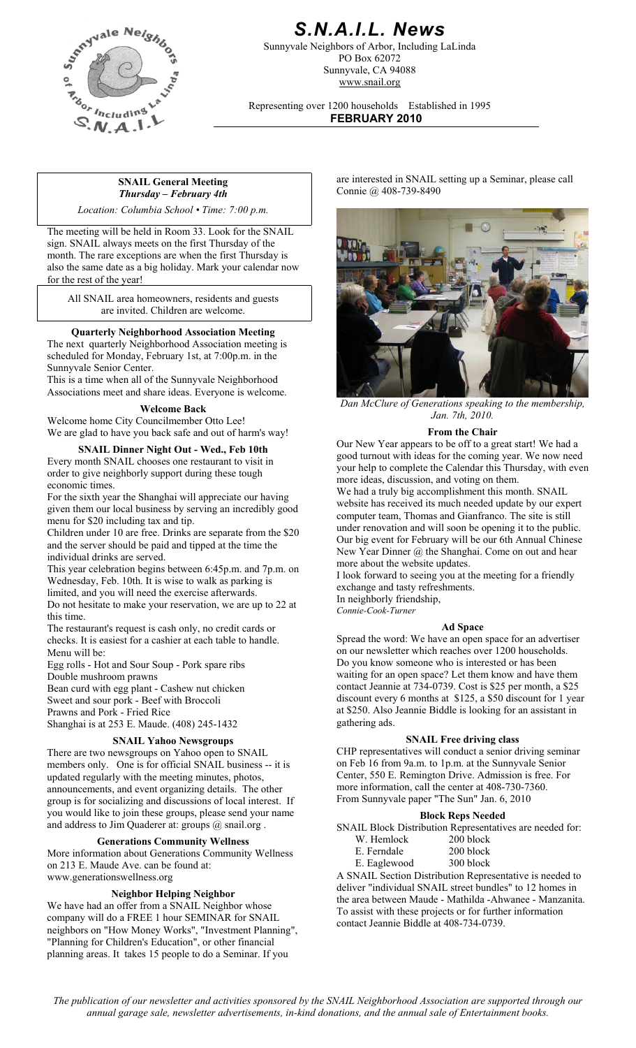# S.N.A.I.L. News

Sunnyvale Neighbors of Arbor, Including LaLinda
PO Box 62072
Sunnyvale, CA 94088
www.snail.org

Representing over 1200 households Established in 1995

**FEBRUARY 2010**

**SNAIL General Meeting**
***Thursday – February 4th***

*Location: Columbia School • Time: 7:00 p.m.*

The meeting will be held in Room 33. Look for the SNAIL sign. SNAIL always meets on the first Thursday of the month. The rare exceptions are when the first Thursday is also the same date as a big holiday. Mark your calendar now for the rest of the year!

All SNAIL area homeowners, residents and guests are invited. Children are welcome.

### Quarterly Neighborhood Association Meeting

The next quarterly Neighborhood Association meeting is scheduled for Monday, February 1st, at 7:00p.m. in the Sunnyvale Senior Center.

This is a time when all of the Sunnyvale Neighborhood Associations meet and share ideas. Everyone is welcome.

### Welcome Back

Welcome home City Councilmember Otto Lee!
We are glad to have you back safe and out of harm's way!

### SNAIL Dinner Night Out - Wed., Feb 10th

Every month SNAIL chooses one restaurant to visit in order to give neighborly support during these tough economic times.

For the sixth year the Shanghai will appreciate our having given them our local business by serving an incredibly good menu for $20 including tax and tip.

Children under 10 are free. Drinks are separate from the $20 and the server should be paid and tipped at the time the individual drinks are served.

This year celebration begins between 6:45p.m. and 7p.m. on Wednesday, Feb. 10th. It is wise to walk as parking is limited, and you will need the exercise afterwards.

Do not hesitate to make your reservation, we are up to 22 at this time.

The restaurant's request is cash only, no credit cards or checks. It is easiest for a cashier at each table to handle.

Menu will be:

Egg rolls - Hot and Sour Soup - Pork spare ribs
Double mushroom prawns
Bean curd with egg plant - Cashew nut chicken
Sweet and sour pork - Beef with Broccoli
Prawns and Pork - Fried Rice

Shanghai is at 253 E. Maude. (408) 245-1432

### SNAIL Yahoo Newsgroups

There are two newsgroups on Yahoo open to SNAIL members only. One is for official SNAIL business -- it is updated regularly with the meeting minutes, photos, announcements, and event organizing details. The other group is for socializing and discussions of local interest. If you would like to join these groups, please send your name and address to Jim Quaderer at: groups @ snail.org .

### Generations Community Wellness

More information about Generations Community Wellness on 213 E. Maude Ave. can be found at:
www.generationswellness.org

### Neighbor Helping Neighbor

We have had an offer from a SNAIL Neighbor whose company will do a FREE 1 hour SEMINAR for SNAIL neighbors on "How Money Works", "Investment Planning", "Planning for Children's Education", or other financial planning areas. It takes 15 people to do a Seminar. If you are interested in SNAIL setting up a Seminar, please call Connie @ 408-739-8490

*Dan McClure of Generations speaking to the membership, Jan. 7th, 2010.*

### From the Chair

Our New Year appears to be off to a great start! We had a good turnout with ideas for the coming year. We now need your help to complete the Calendar this Thursday, with even more ideas, discussion, and voting on them.

We had a truly big accomplishment this month. SNAIL website has received its much needed update by our expert computer team, Thomas and Gianfranco. The site is still under renovation and will soon be opening it to the public. Our big event for February will be our 6th Annual Chinese New Year Dinner @ the Shanghai. Come on out and hear more about the website updates.

I look forward to seeing you at the meeting for a friendly exchange and tasty refreshments.

In neighborly friendship,
*Connie-Cook-Turner*

### Ad Space

Spread the word: We have an open space for an advertiser on our newsletter which reaches over 1200 households. Do you know someone who is interested or has been waiting for an open space? Let them know and have them contact Jeannie at 734-0739. Cost is $25 per month, a $25 discount every 6 months at $125, a $50 discount for 1 year at $250. Also Jeannie Biddle is looking for an assistant in gathering ads.

### SNAIL Free driving class

CHP representatives will conduct a senior driving seminar on Feb 16 from 9a.m. to 1p.m. at the Sunnyvale Senior Center, 550 E. Remington Drive. Admission is free. For more information, call the center at 408-730-7360.
From Sunnyvale paper "The Sun" Jan. 6, 2010

### Block Reps Needed

SNAIL Block Distribution Representatives are needed for:

| | |
|---|---|
| W. Hemlock | 200 block |
| E. Ferndale | 200 block |
| E. Eaglewood | 300 block |

A SNAIL Section Distribution Representative is needed to deliver "individual SNAIL street bundles" to 12 homes in the area between Maude - Mathilda -Ahwanee - Manzanita. To assist with these projects or for further information contact Jeannie Biddle at 408-734-0739.

*The publication of our newsletter and activities sponsored by the SNAIL Neighborhood Association are supported through our annual garage sale, newsletter advertisements, in-kind donations, and the annual sale of Entertainment books.*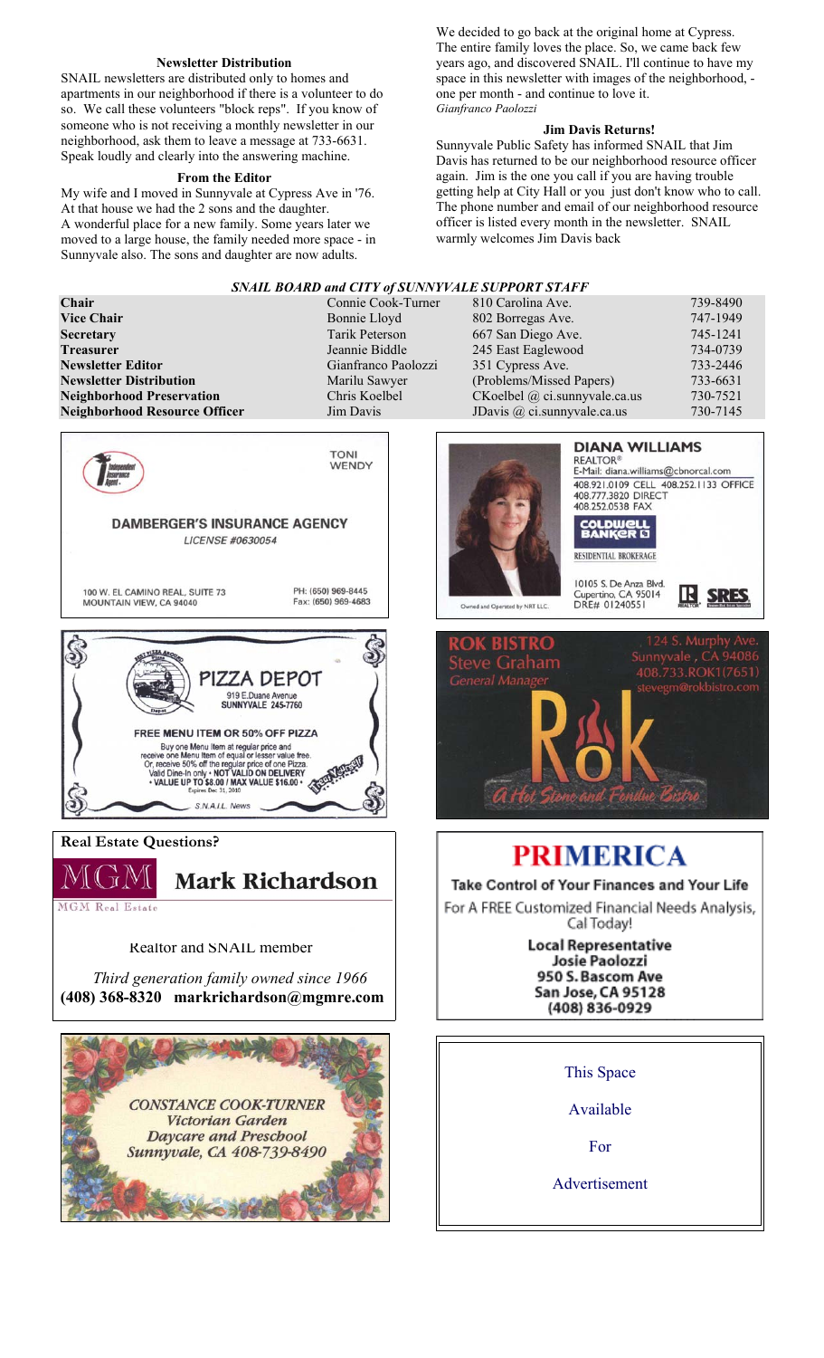### Newsletter Distribution

SNAIL newsletters are distributed only to homes and apartments in our neighborhood if there is a volunteer to do so. We call these volunteers "block reps". If you know of someone who is not receiving a monthly newsletter in our neighborhood, ask them to leave a message at 733-6631. Speak loudly and clearly into the answering machine.

### From the Editor

My wife and I moved in Sunnyvale at Cypress Ave in '76. At that house we had the 2 sons and the daughter.
A wonderful place for a new family. Some years later we moved to a large house, the family needed more space - in Sunnyvale also. The sons and daughter are now adults.

We decided to go back at the original home at Cypress. The entire family loves the place. So, we came back few years ago, and discovered SNAIL. I'll continue to have my space in this newsletter with images of the neighborhood, - one per month - and continue to love it.
*Gianfranco Paolozzi*

### Jim Davis Returns!

Sunnyvale Public Safety has informed SNAIL that Jim Davis has returned to be our neighborhood resource officer again. Jim is the one you call if you are having trouble getting help at City Hall or you just don't know who to call. The phone number and email of our neighborhood resource officer is listed every month in the newsletter. SNAIL warmly welcomes Jim Davis back

***SNAIL BOARD and CITY of SUNNYVALE SUPPORT STAFF***

| | | | |
|---|---|---|---|
| **Chair** | Connie Cook-Turner | 810 Carolina Ave. | 739-8490 |
| **Vice Chair** | Bonnie Lloyd | 802 Borregas Ave. | 747-1949 |
| **Secretary** | Tarik Peterson | 667 San Diego Ave. | 745-1241 |
| **Treasurer** | Jeannie Biddle | 245 East Eaglewood | 734-0739 |
| **Newsletter Editor** | Gianfranco Paolozzi | 351 Cypress Ave. | 733-2446 |
| **Newsletter Distribution** | Marilu Sawyer | (Problems/Missed Papers) | 733-6631 |
| **Neighborhood Preservation** | Chris Koelbel | CKoelbel @ ci.sunnyvale.ca.us | 730-7521 |
| **Neighborhood Resource Officer** | Jim Davis | JDavis @ ci.sunnyvale.ca.us | 730-7145 |

Independent Insurance Agent
TONI
WENDY
DAMBERGER'S INSURANCE AGENCY
LICENSE #0630054
100 W. EL CAMINO REAL, SUITE 73
MOUNTAIN VIEW, CA 94040
PH: (650) 969-8445
Fax: (650) 969-4683

DIANA WILLIAMS
REALTOR®
E-Mail: diana.williams@cbnorcal.com
408.921.0109 CELL 408.252.1133 OFFICE
408.777.3820 DIRECT
408.252.0538 FAX
COLDWELL BANKER
RESIDENTIAL BROKERAGE
10105 S. De Anza Blvd.
Cupertino, CA 95014
DRE# 01240551
Owned and Operated by NRT LLC.

PIZZA DEPOT
919 E.Duane Avenue
SUNNYVALE 245-7760
FREE MENU ITEM OR 50% OFF PIZZA
Buy one Menu Item at regular price and receive one Menu Item of equal or lesser value free. Or, receive 50% off the regular price of one Pizza. Valid Dine-In only • NOT VALID ON DELIVERY • VALUE UP TO $8.00 / MAX VALUE $16.00 •
Expires Dec 31, 2010
S.N.A.I.L. News

ROK BISTRO
Steve Graham
General Manager
124 S. Murphy Ave.
Sunnyvale, CA 94086
408.733.ROK1(7651)
stevegm@rokbistro.com
Rok
A Hot Stone and Fondue Bistro

**Real Estate Questions?**

MGM **Mark Richardson**
MGM Real Estate

Realtor and SNAIL member

*Third generation family owned since 1966*
**(408) 368-8320 markrichardson@mgmre.com**

PRIMERICA
Take Control of Your Finances and Your Life
For A FREE Customized Financial Needs Analysis, Cal Today!
**Local Representative**
**Josie Paolozzi**
**950 S. Bascom Ave**
**San Jose, CA 95128**
**(408) 836-0929**

*CONSTANCE COOK-TURNER*
*Victorian Garden*
*Daycare and Preschool*
*Sunnyvale, CA 408-739-8490*

This Space

Available

For

Advertisement